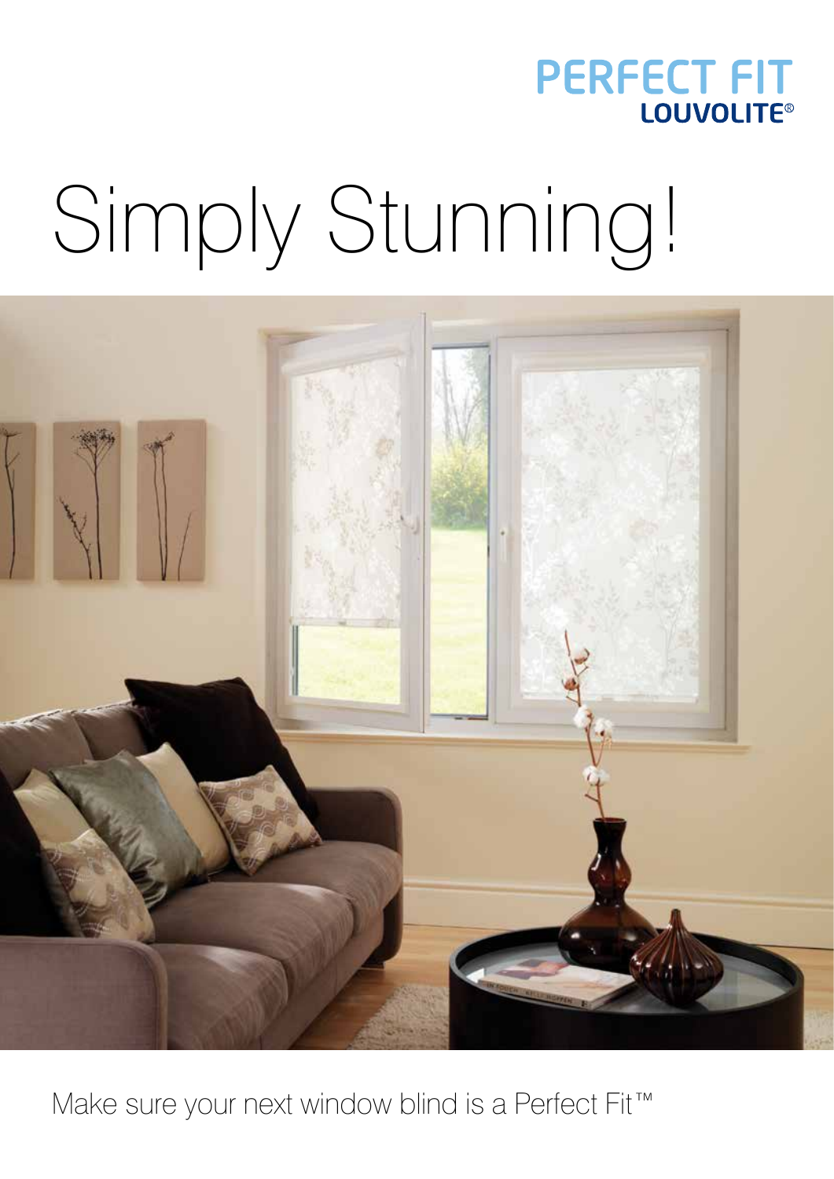PERFECT FIT
LOUVOLITE®

# Simply Stunning!

Make sure your next window blind is a Perfect Fit™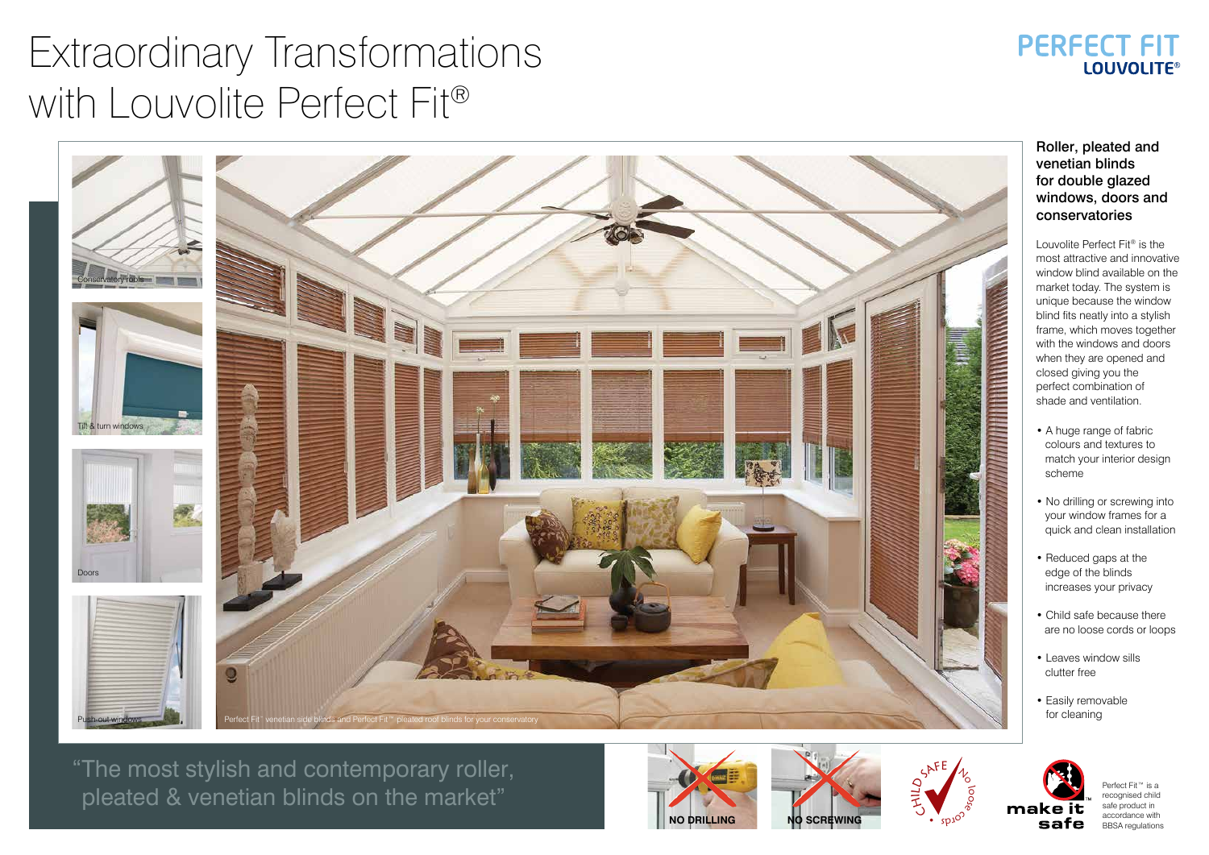# Extraordinary Transformations with Louvolite Perfect Fit®

PERFECT FIT LOUVOLITE®

Conservatory roofs

Tilt & turn windows

Doors

Push-out windows

Perfect Fit™ venetian side blinds and Perfect Fit™ pleated roof blinds for your conservatory

## Roller, pleated and venetian blinds for double glazed windows, doors and conservatories

Louvolite Perfect Fit® is the most attractive and innovative window blind available on the market today. The system is unique because the window blind fits neatly into a stylish frame, which moves together with the windows and doors when they are opened and closed giving you the perfect combination of shade and ventilation.

- A huge range of fabric colours and textures to match your interior design scheme
- No drilling or screwing into your window frames for a quick and clean installation
- Reduced gaps at the edge of the blinds increases your privacy
- Child safe because there are no loose cords or loops
- Leaves window sills clutter free
- Easily removable for cleaning

"The most stylish and contemporary roller, pleated & venetian blinds on the market"

NO DRILLING

NO SCREWING

CHILD SAFE • No loose cords •

make it safe™

Perfect Fit™ is a recognised child safe product in accordance with BBSA regulations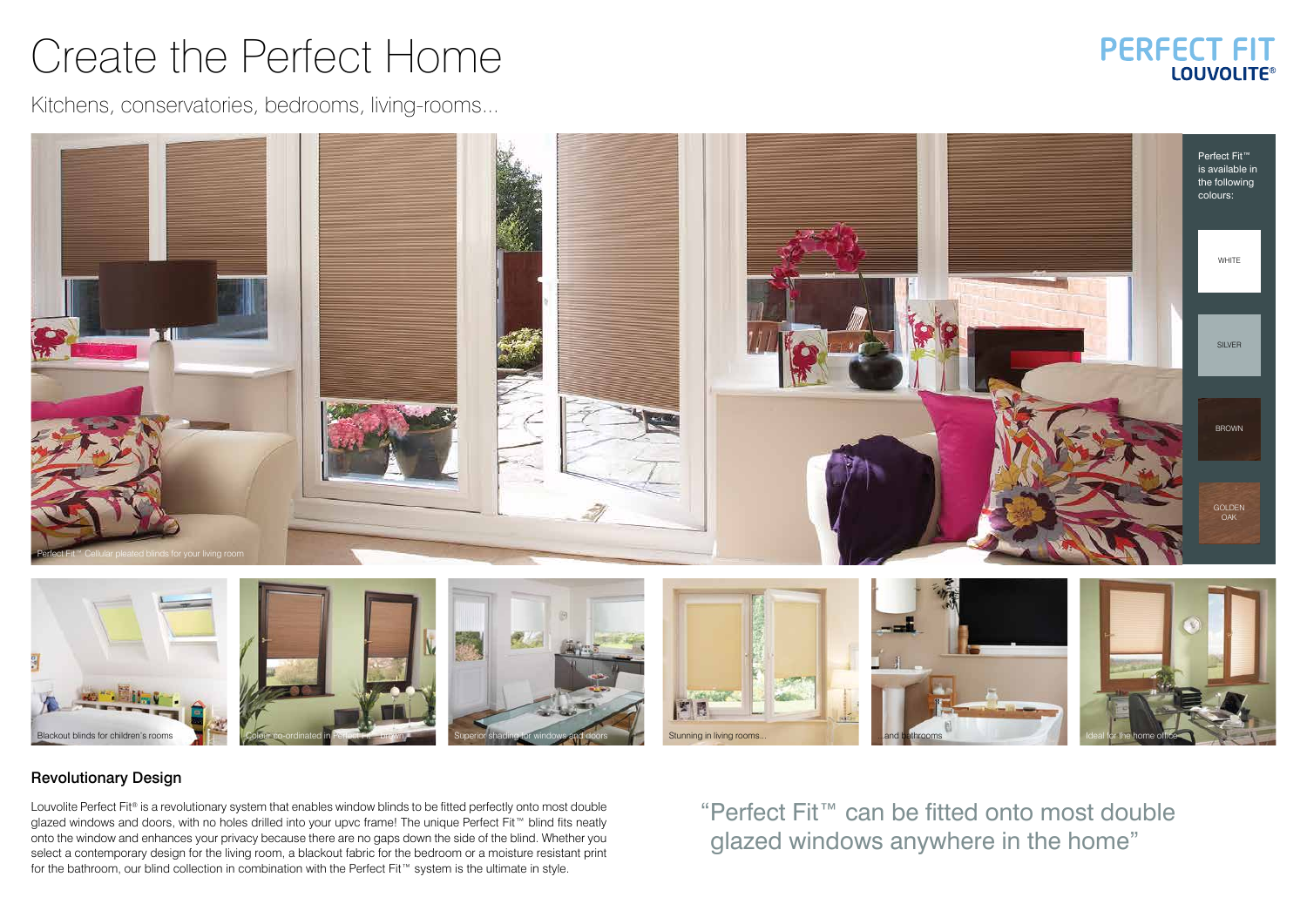# Create the Perfect Home

Kitchens, conservatories, bedrooms, living-rooms...

PERFECT FIT
LOUVOLITE®

Perfect Fit™ is available in the following colours:

WHITE

SILVER

BROWN

GOLDEN OAK

Perfect Fit™ Cellular pleated blinds for your living room

Blackout blinds for children's rooms

Colour co-ordinated in Perfect Fit™ brown

Superior shading for windows and doors

Stunning in living rooms...

...and bathrooms

Ideal for the home office

## Revolutionary Design

Louvolite Perfect Fit® is a revolutionary system that enables window blinds to be fitted perfectly onto most double glazed windows and doors, with no holes drilled into your upvc frame! The unique Perfect Fit™ blind fits neatly onto the window and enhances your privacy because there are no gaps down the side of the blind. Whether you select a contemporary design for the living room, a blackout fabric for the bedroom or a moisture resistant print for the bathroom, our blind collection in combination with the Perfect Fit™ system is the ultimate in style.

"Perfect Fit™ can be fitted onto most double glazed windows anywhere in the home"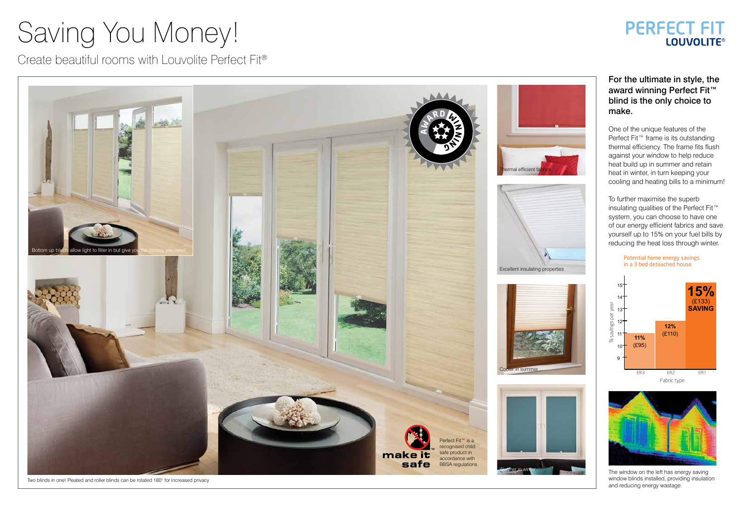# Saving You Money!

Create beautiful rooms with Louvolite Perfect Fit®

PERFECT FIT
LOUVOLITE®

Bottom up blinds allow light to filter in but give you the privacy you need

Thermal efficient fabrics

Excellent insulating properties

Cooler in summer

Warmer in winter

AWARD WINNING

make it safe

Perfect Fit™ is a recognised child safe product in accordance with BBSA regulations

Two blinds in one! Pleated and roller blinds can be rotated 180° for increased privacy

### For the ultimate in style, the award winning Perfect Fit™ blind is the only choice to make.

One of the unique features of the Perfect Fit™ frame is its outstanding thermal efficiency. The frame fits flush against your window to help reduce heat build up in summer and retain heat in winter, in turn keeping your cooling and heating bills to a minimum!

To further maximise the superb insulating qualities of the Perfect Fit™ system, you can choose to have one of our energy efficient fabrics and save yourself up to 15% on your fuel bills by reducing the heat loss through winter.

Potential home energy savings in a 3 bed deteached house

% savings per year

15
14
13
12
11
10
9

11% (£95)

12% (£110)

15% (£133) SAVING

ER3 ER2 ER1

Fabric type

The window on the left has energy saving window blinds installed, providing insulation and reducing energy wastage.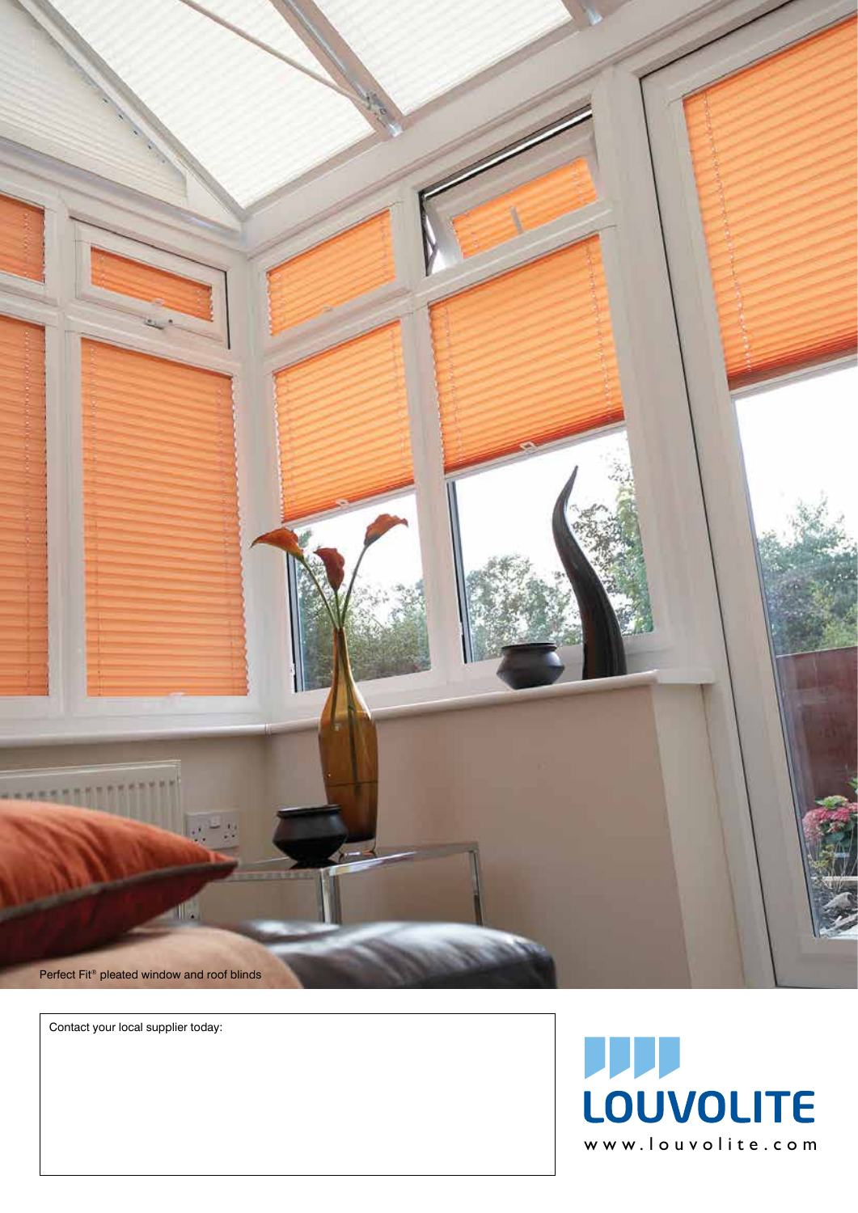Perfect Fit® pleated window and roof blinds

Contact your local supplier today:

LOUVOLITE

www.louvolite.com